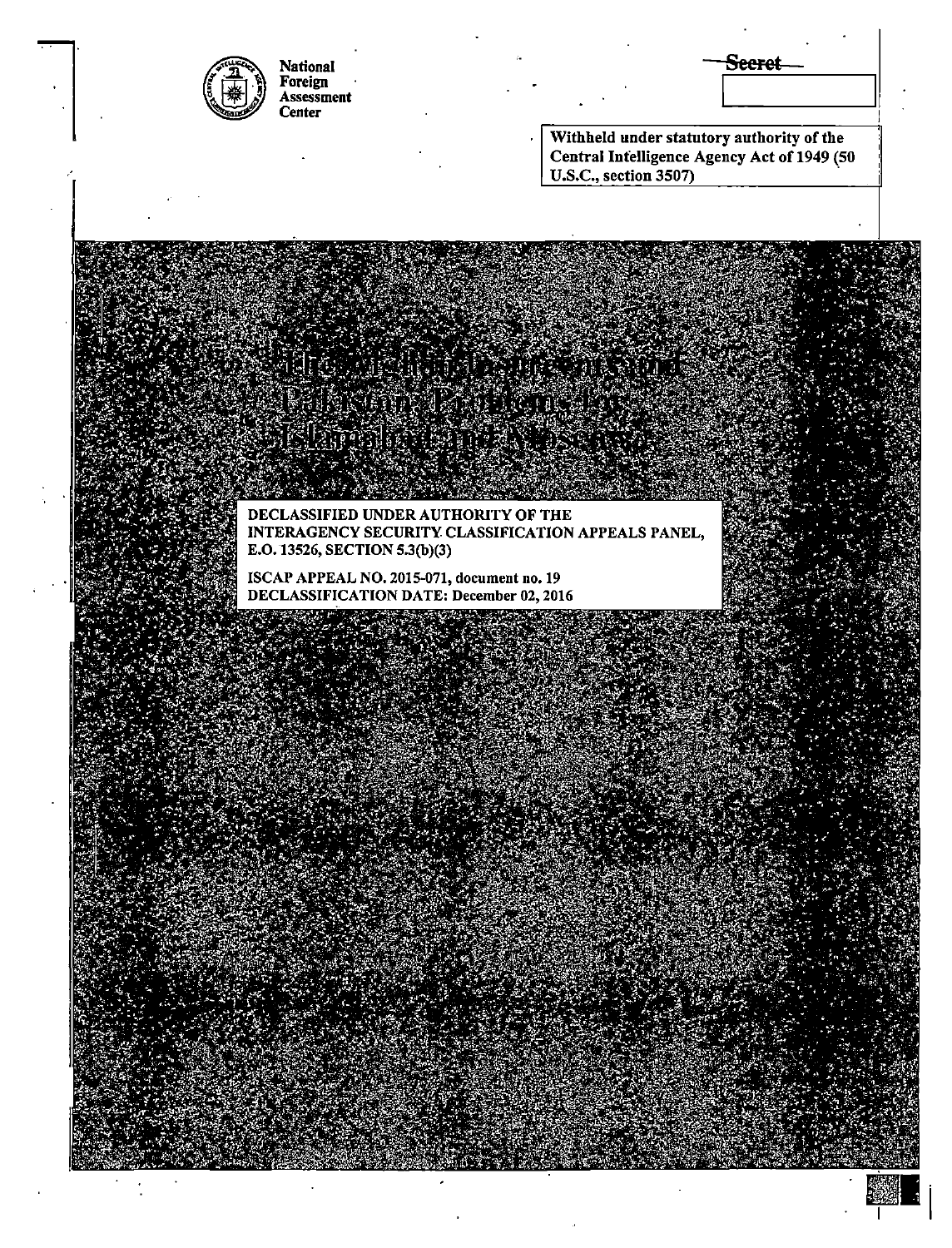National Foreign Assessment Center

~~Secret~~

Withheld under statutory authority of the Central Intelligence Agency Act of 1949 (50 U.S.C., section 3507)

# The Afghan Insurgents and Pakistan: Problems for Islamabad and Moscow

DECLASSIFIED UNDER AUTHORITY OF THE INTERAGENCY SECURITY CLASSIFICATION APPEALS PANEL, E.O. 13526, SECTION 5.3(b)(3)

ISCAP APPEAL NO. 2015-071, document no. 19
DECLASSIFICATION DATE: December 02, 2016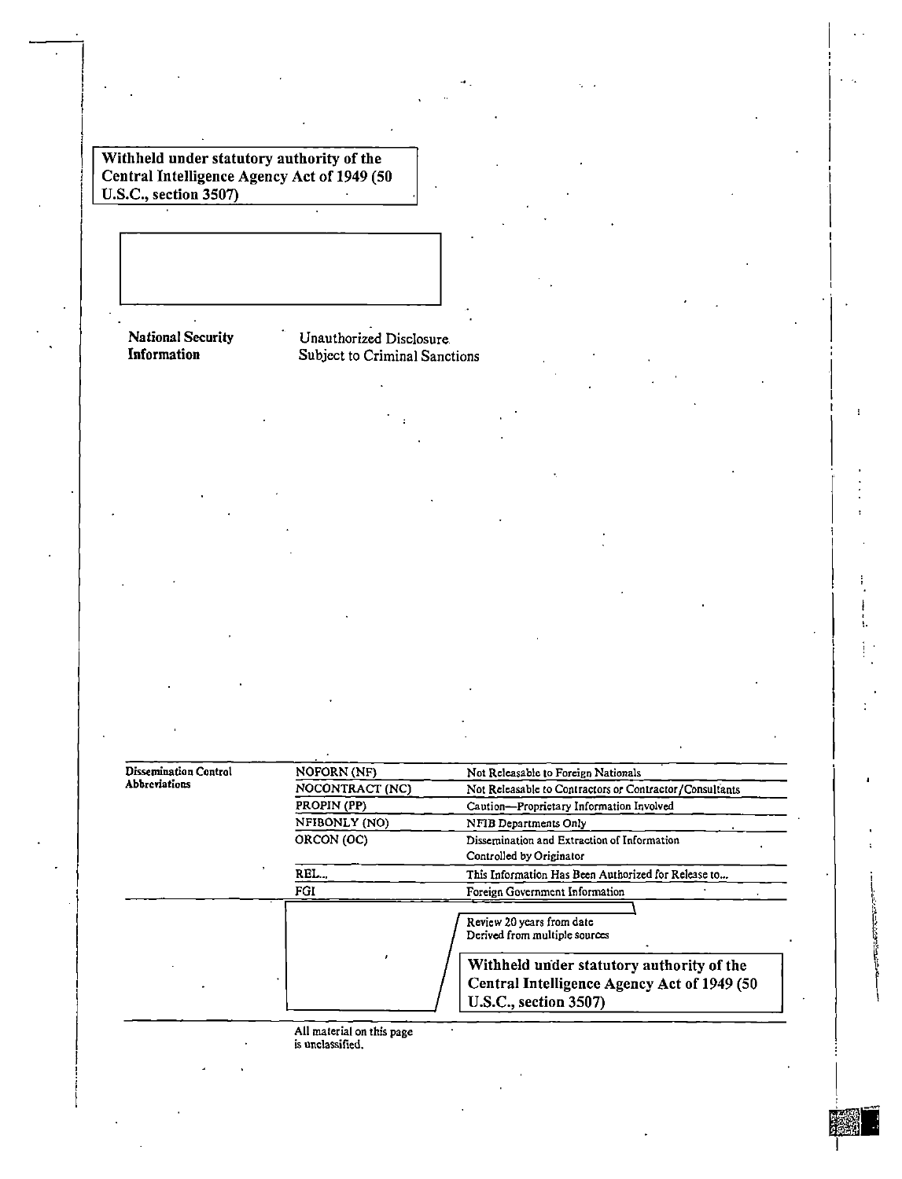Withheld under statutory authority of the Central Intelligence Agency Act of 1949 (50 U.S.C., section 3507)

**National Security Information** — Unauthorized Disclosure Subject to Criminal Sanctions

| Dissemination Control Abbreviations | | |
|---|---|---|
| | NOFORN (NF) | Not Releasable to Foreign Nationals |
| | NOCONTRACT (NC) | Not Releasable to Contractors or Contractor/Consultants |
| | PROPIN (PP) | Caution—Proprietary Information Involved |
| | NFIBONLY (NO) | NFIB Departments Only |
| | ORCON (OC) | Dissemination and Extraction of Information Controlled by Originator |
| | REL... | This Information Has Been Authorized for Release to... |
| | FGI | Foreign Government Information |

Review 20 years from date
Derived from multiple sources

Withheld under statutory authority of the Central Intelligence Agency Act of 1949 (50 U.S.C., section 3507)

All material on this page is unclassified.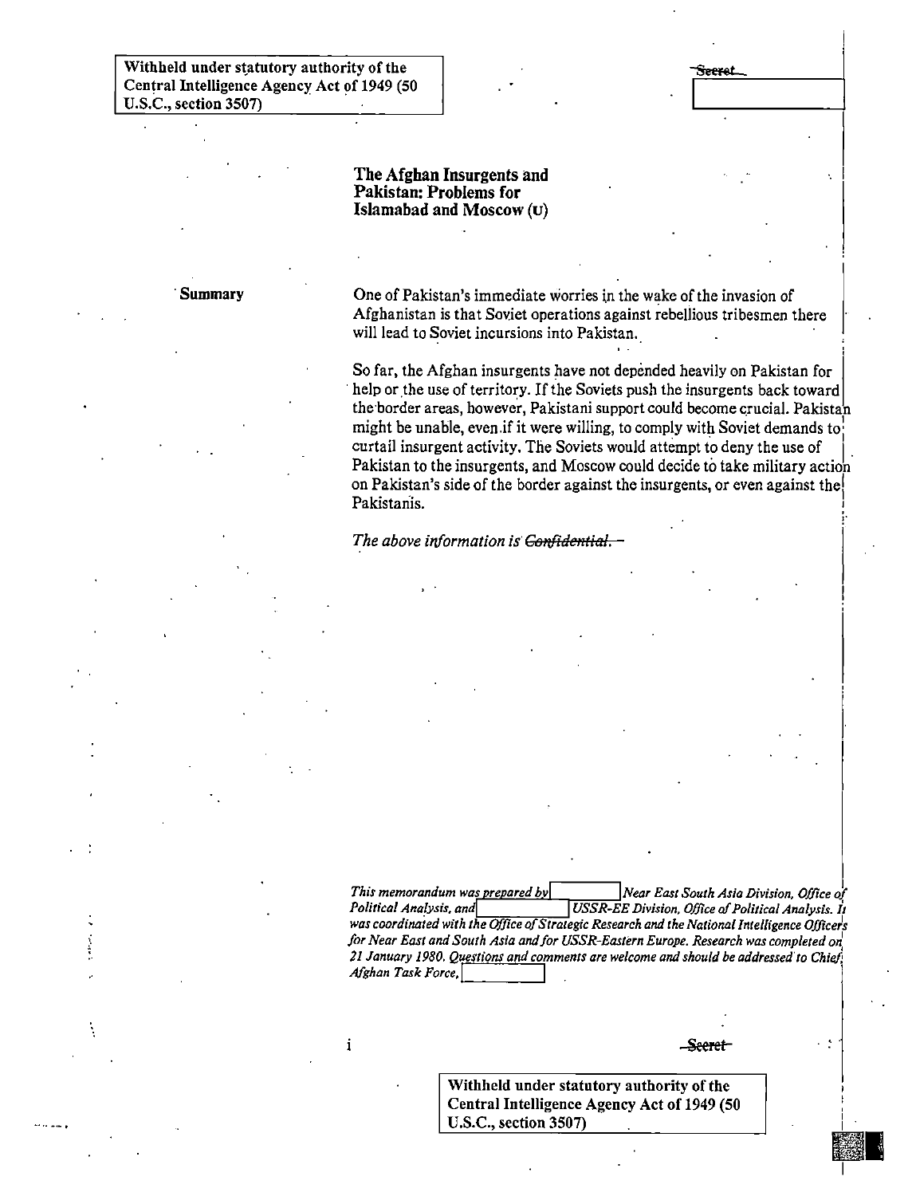Withheld under statutory authority of the Central Intelligence Agency Act of 1949 (50 U.S.C., section 3507)

~~Secret~~

# The Afghan Insurgents and Pakistan: Problems for Islamabad and Moscow (U)

**Summary**

One of Pakistan's immediate worries in the wake of the invasion of Afghanistan is that Soviet operations against rebellious tribesmen there will lead to Soviet incursions into Pakistan.

So far, the Afghan insurgents have not depended heavily on Pakistan for help or the use of territory. If the Soviets push the insurgents back toward the border areas, however, Pakistani support could become crucial. Pakistan might be unable, even if it were willing, to comply with Soviet demands to curtail insurgent activity. The Soviets would attempt to deny the use of Pakistan to the insurgents, and Moscow could decide to take military action on Pakistan's side of the border against the insurgents, or even against the Pakistanis.

*The above information is ~~Confidential.~~*

*This memorandum was prepared by [redacted] Near East South Asia Division, Office of Political Analysis, and [redacted] USSR-EE Division, Office of Political Analysis. It was coordinated with the Office of Strategic Research and the National Intelligence Officers for Near East and South Asia and for USSR-Eastern Europe. Research was completed on 21 January 1980. Questions and comments are welcome and should be addressed to Chief, Afghan Task Force, [redacted]*

~~Secret~~

Withheld under statutory authority of the Central Intelligence Agency Act of 1949 (50 U.S.C., section 3507)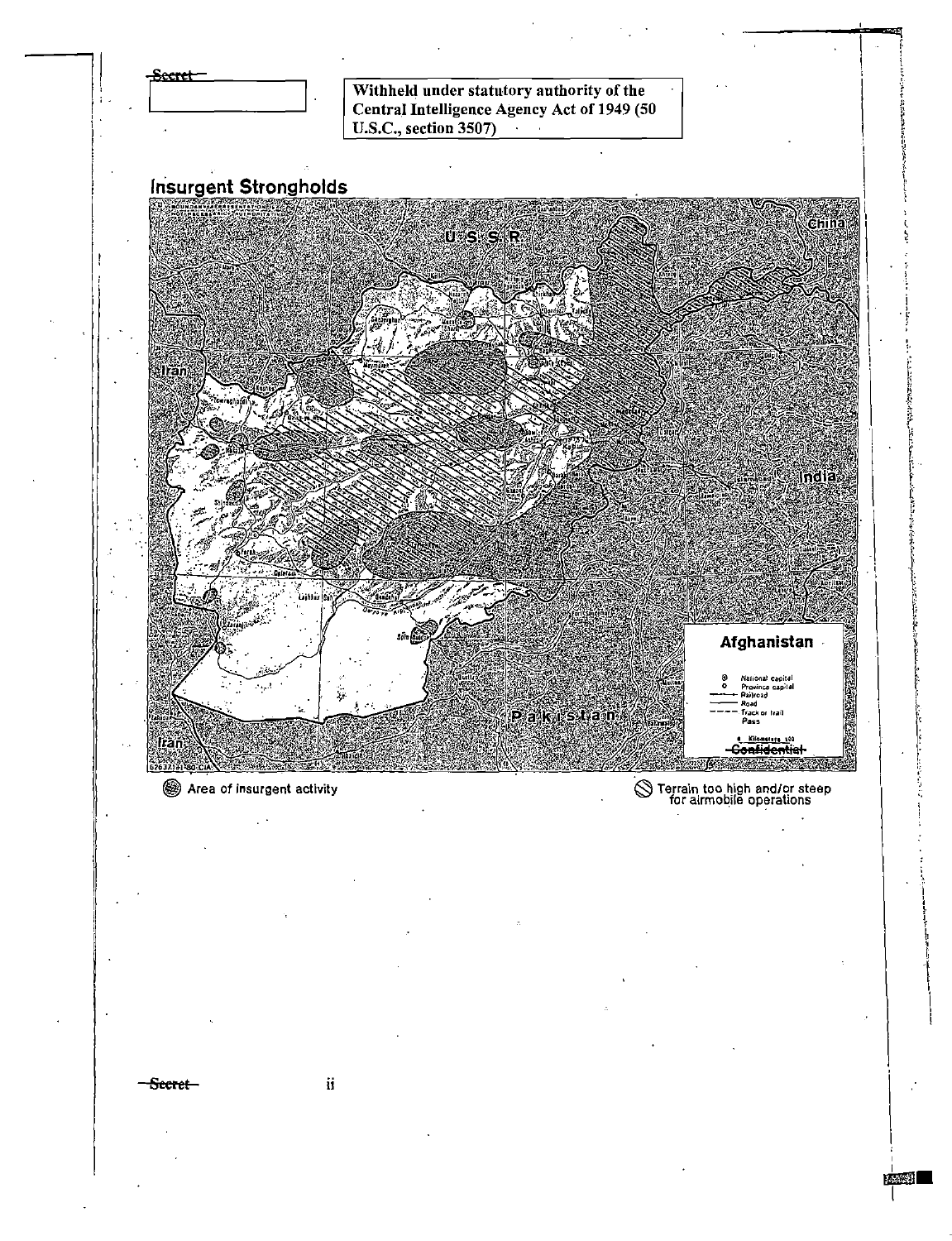Secret

Withheld under statutory authority of the Central Intelligence Agency Act of 1949 (50 U.S.C., section 3507)

## Insurgent Strongholds

U.S.S.R.

China

Iran

India

Pakistan

Iran

**Afghanistan**

- National capital
- Province capital
- Railroad
- Road
- Track or trail
- Pass

Kilometers 100

Confidential

Area of insurgent activity

Terrain too high and/or steep for airmobile operations

Secret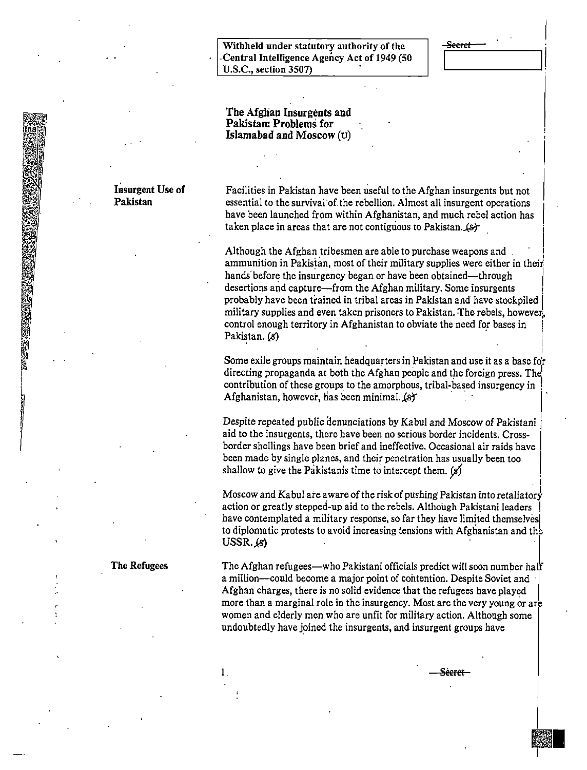Withheld under statutory authority of the Central Intelligence Agency Act of 1949 (50 U.S.C., section 3507)

~~Secret~~

## The Afghan Insurgents and Pakistan: Problems for Islamabad and Moscow (U)

### Insurgent Use of Pakistan

Facilities in Pakistan have been useful to the Afghan insurgents but not essential to the survival of the rebellion. Almost all insurgent operations have been launched from within Afghanistan, and much rebel action has taken place in areas that are not contiguous to Pakistan. (S)

Although the Afghan tribesmen are able to purchase weapons and ammunition in Pakistan, most of their military supplies were either in their hands before the insurgency began or have been obtained—through desertions and capture—from the Afghan military. Some insurgents probably have been trained in tribal areas in Pakistan and have stockpiled military supplies and even taken prisoners to Pakistan. The rebels, however, control enough territory in Afghanistan to obviate the need for bases in Pakistan. (S)

Some exile groups maintain headquarters in Pakistan and use it as a base for directing propaganda at both the Afghan people and the foreign press. The contribution of these groups to the amorphous, tribal-based insurgency in Afghanistan, however, has been minimal. (S)

Despite repeated public denunciations by Kabul and Moscow of Pakistani aid to the insurgents, there have been no serious border incidents. Cross-border shellings have been brief and ineffective. Occasional air raids have been made by single planes, and their penetration has usually been too shallow to give the Pakistanis time to intercept them. (S)

Moscow and Kabul are aware of the risk of pushing Pakistan into retaliatory action or greatly stepped-up aid to the rebels. Although Pakistani leaders have contemplated a military response, so far they have limited themselves to diplomatic protests to avoid increasing tensions with Afghanistan and the USSR. (S)

### The Refugees

The Afghan refugees—who Pakistani officials predict will soon number half a million—could become a major point of contention. Despite Soviet and Afghan charges, there is no solid evidence that the refugees have played more than a marginal role in the insurgency. Most are the very young or are women and elderly men who are unfit for military action. Although some undoubtedly have joined the insurgents, and insurgent groups have

~~Secret~~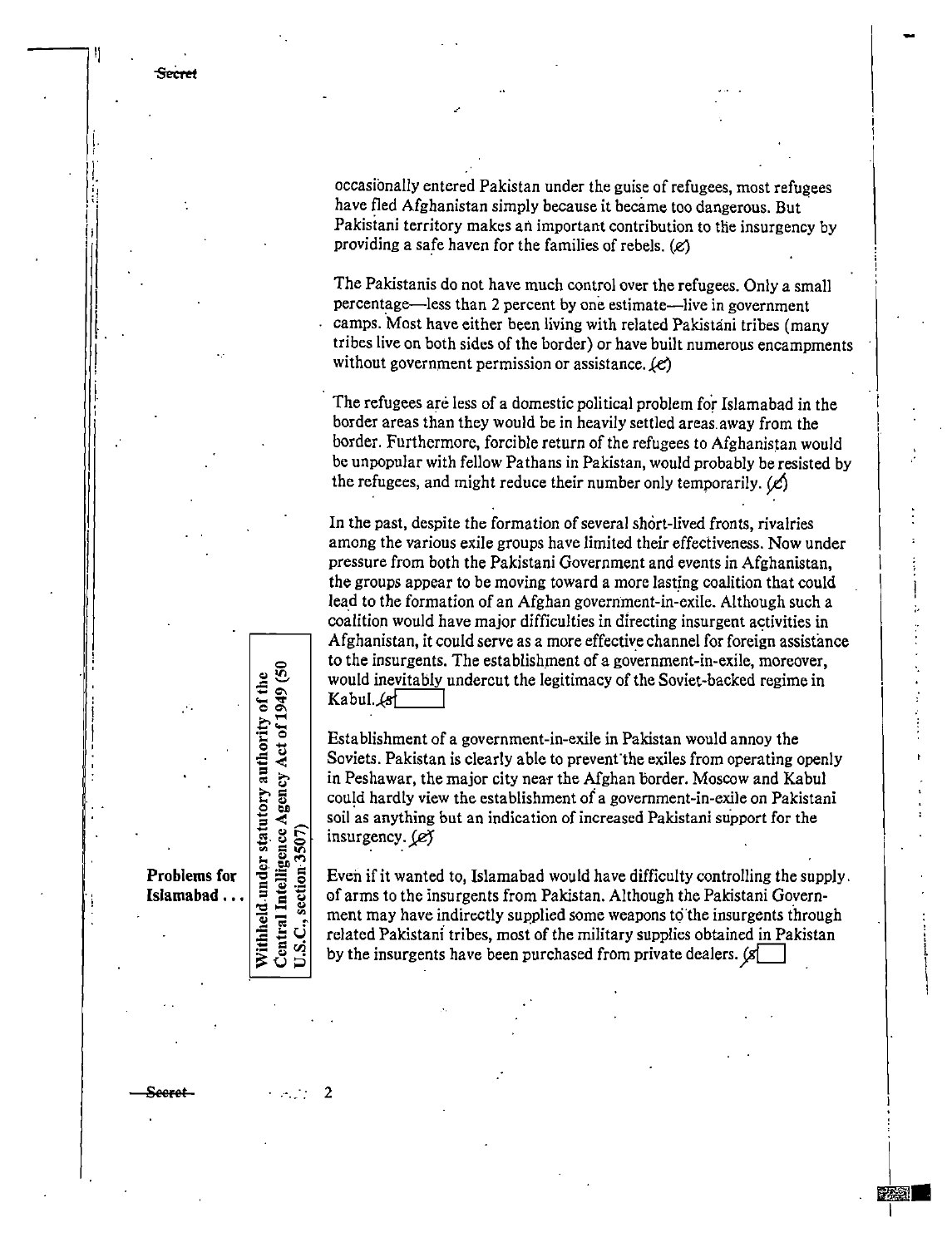occasionally entered Pakistan under the guise of refugees, most refugees have fled Afghanistan simply because it became too dangerous. But Pakistani territory makes an important contribution to the insurgency by providing a safe haven for the families of rebels. (C)

The Pakistanis do not have much control over the refugees. Only a small percentage—less than 2 percent by one estimate—live in government camps. Most have either been living with related Pakistani tribes (many tribes live on both sides of the border) or have built numerous encampments without government permission or assistance. (C)

The refugees are less of a domestic political problem for Islamabad in the border areas than they would be in heavily settled areas away from the border. Furthermore, forcible return of the refugees to Afghanistan would be unpopular with fellow Pathans in Pakistan, would probably be resisted by the refugees, and might reduce their number only temporarily. (C)

In the past, despite the formation of several short-lived fronts, rivalries among the various exile groups have limited their effectiveness. Now under pressure from both the Pakistani Government and events in Afghanistan, the groups appear to be moving toward a more lasting coalition that could lead to the formation of an Afghan government-in-exile. Although such a coalition would have major difficulties in directing insurgent activities in Afghanistan, it could serve as a more effective channel for foreign assistance to the insurgents. The establishment of a government-in-exile, moreover, would inevitably undercut the legitimacy of the Soviet-backed regime in Kabul. (S)

Withheld under statutory authority of the Central Intelligence Agency Act of 1949 (50 U.S.C., section 3507)

Establishment of a government-in-exile in Pakistan would annoy the Soviets. Pakistan is clearly able to prevent the exiles from operating openly in Peshawar, the major city near the Afghan border. Moscow and Kabul could hardly view the establishment of a government-in-exile on Pakistani soil as anything but an indication of increased Pakistani support for the insurgency. (C)

**Problems for Islamabad . . .**

Even if it wanted to, Islamabad would have difficulty controlling the supply of arms to the insurgents from Pakistan. Although the Pakistani Government may have indirectly supplied some weapons to the insurgents through related Pakistani tribes, most of the military supplies obtained in Pakistan by the insurgents have been purchased from private dealers. (S)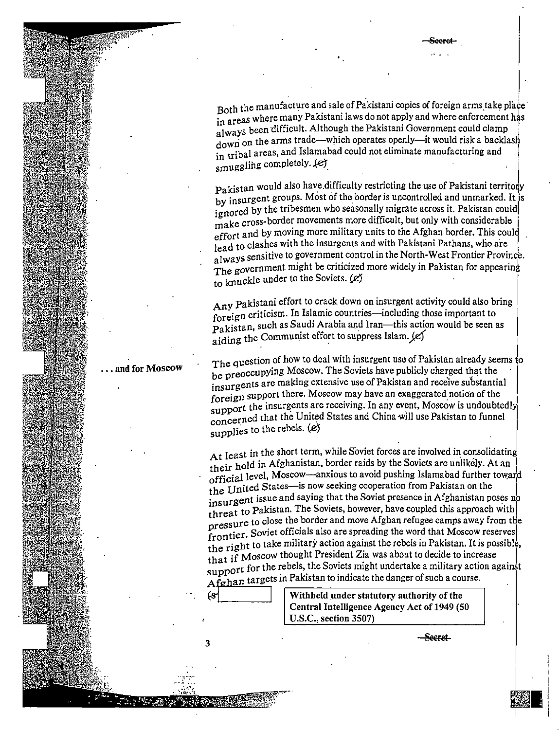Both the manufacture and sale of Pakistani copies of foreign arms take place in areas where many Pakistani laws do not apply and where enforcement has always been difficult. Although the Pakistani Government could clamp down on the arms trade—which operates openly—it would risk a backlash in tribal areas, and Islamabad could not eliminate manufacturing and smuggling completely. (c)

Pakistan would also have difficulty restricting the use of Pakistani territory by insurgent groups. Most of the border is uncontrolled and unmarked. It is ignored by the tribesmen who seasonally migrate across it. Pakistan could make cross-border movements more difficult, but only with considerable effort and by moving more military units to the Afghan border. This could lead to clashes with the insurgents and with Pakistani Pathans, who are always sensitive to government control in the North-West Frontier Province. The government might be criticized more widely in Pakistan for appearing to knuckle under to the Soviets. (c)

Any Pakistani effort to crack down on insurgent activity could also bring foreign criticism. In Islamic countries—including those important to Pakistan, such as Saudi Arabia and Iran—this action would be seen as aiding the Communist effort to suppress Islam. (c)

**. . . and for Moscow**

The question of how to deal with insurgent use of Pakistan already seems to be preoccupying Moscow. The Soviets have publicly charged that the insurgents are making extensive use of Pakistan and receive substantial foreign support there. Moscow may have an exaggerated notion of the support the insurgents are receiving. In any event, Moscow is undoubtedly concerned that the United States and China will use Pakistan to funnel supplies to the rebels. (c)

At least in the short term, while Soviet forces are involved in consolidating their hold in Afghanistan, border raids by the Soviets are unlikely. At an official level, Moscow—anxious to avoid pushing Islamabad further toward the United States—is now seeking cooperation from Pakistan on the insurgent issue and saying that the Soviet presence in Afghanistan poses no threat to Pakistan. The Soviets, however, have coupled this approach with pressure to close the border and move Afghan refugee camps away from the frontier. Soviet officials also are spreading the word that Moscow reserves the right to take military action against the rebels in Pakistan. It is possible, that if Moscow thought President Zia was about to decide to increase support for the rebels, the Soviets might undertake a military action against Afghan targets in Pakistan to indicate the danger of such a course. (s)

Withheld under statutory authority of the Central Intelligence Agency Act of 1949 (50 U.S.C., section 3507)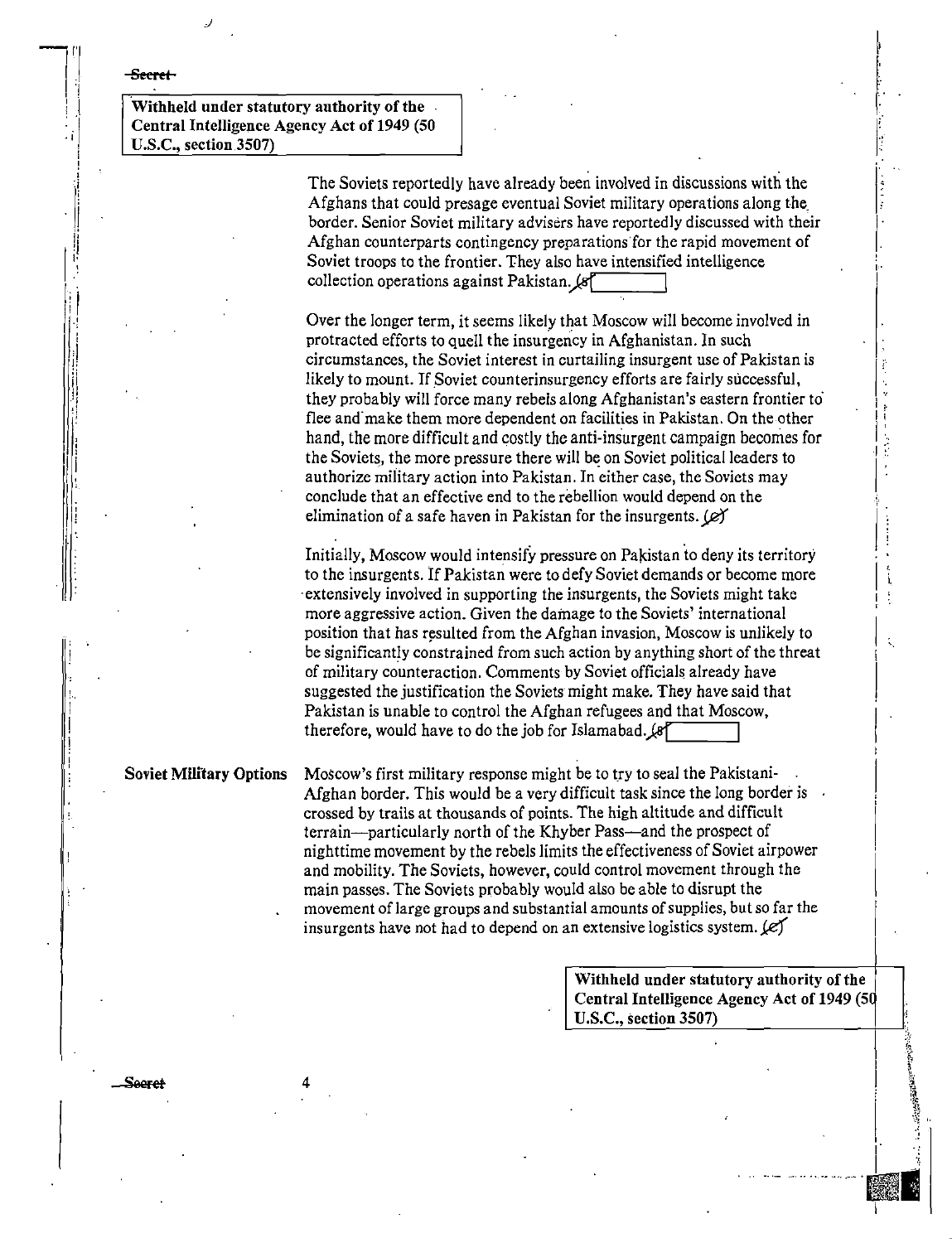Withheld under statutory authority of the Central Intelligence Agency Act of 1949 (50 U.S.C., section 3507)

The Soviets reportedly have already been involved in discussions with the Afghans that could presage eventual Soviet military operations along the border. Senior Soviet military advisers have reportedly discussed with their Afghan counterparts contingency preparations for the rapid movement of Soviet troops to the frontier. They also have intensified intelligence collection operations against Pakistan. (S)

Over the longer term, it seems likely that Moscow will become involved in protracted efforts to quell the insurgency in Afghanistan. In such circumstances, the Soviet interest in curtailing insurgent use of Pakistan is likely to mount. If Soviet counterinsurgency efforts are fairly successful, they probably will force many rebels along Afghanistan's eastern frontier to flee and make them more dependent on facilities in Pakistan. On the other hand, the more difficult and costly the anti-insurgent campaign becomes for the Soviets, the more pressure there will be on Soviet political leaders to authorize military action into Pakistan. In either case, the Soviets may conclude that an effective end to the rebellion would depend on the elimination of a safe haven in Pakistan for the insurgents. (C)

Initially, Moscow would intensify pressure on Pakistan to deny its territory to the insurgents. If Pakistan were to defy Soviet demands or become more extensively involved in supporting the insurgents, the Soviets might take more aggressive action. Given the damage to the Soviets' international position that has resulted from the Afghan invasion, Moscow is unlikely to be significantly constrained from such action by anything short of the threat of military counteraction. Comments by Soviet officials already have suggested the justification the Soviets might make. They have said that Pakistan is unable to control the Afghan refugees and that Moscow, therefore, would have to do the job for Islamabad. (S)

**Soviet Military Options**

Moscow's first military response might be to try to seal the Pakistani-Afghan border. This would be a very difficult task since the long border is crossed by trails at thousands of points. The high altitude and difficult terrain—particularly north of the Khyber Pass—and the prospect of nighttime movement by the rebels limits the effectiveness of Soviet airpower and mobility. The Soviets, however, could control movement through the main passes. The Soviets probably would also be able to disrupt the movement of large groups and substantial amounts of supplies, but so far the insurgents have not had to depend on an extensive logistics system. (C)

Withheld under statutory authority of the Central Intelligence Agency Act of 1949 (50 U.S.C., section 3507)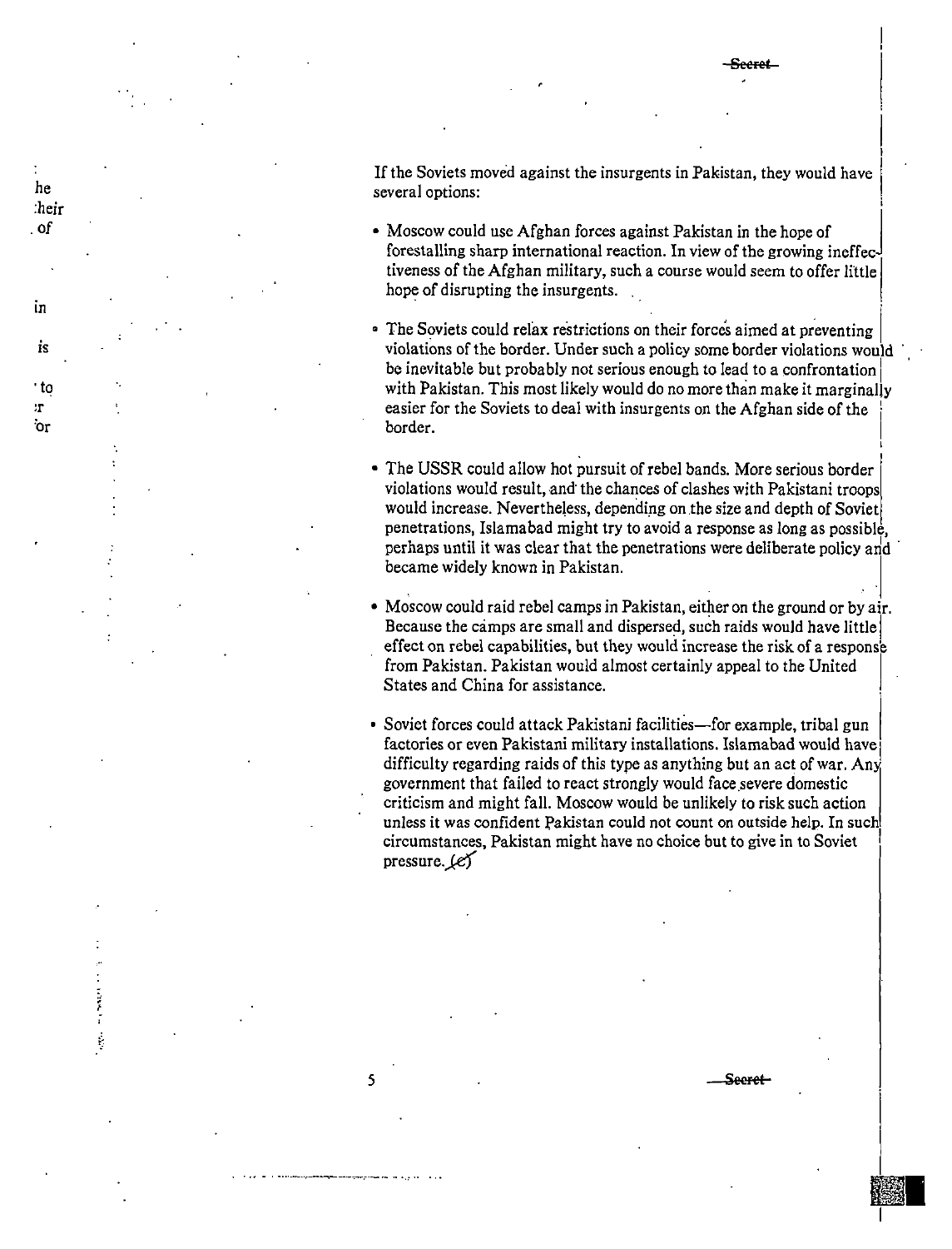If the Soviets moved against the insurgents in Pakistan, they would have several options:

- Moscow could use Afghan forces against Pakistan in the hope of forestalling sharp international reaction. In view of the growing ineffectiveness of the Afghan military, such a course would seem to offer little hope of disrupting the insurgents.

- The Soviets could relax restrictions on their forces aimed at preventing violations of the border. Under such a policy some border violations would be inevitable but probably not serious enough to lead to a confrontation with Pakistan. This most likely would do no more than make it marginally easier for the Soviets to deal with insurgents on the Afghan side of the border.

- The USSR could allow hot pursuit of rebel bands. More serious border violations would result, and the chances of clashes with Pakistani troops would increase. Nevertheless, depending on the size and depth of Soviet penetrations, Islamabad might try to avoid a response as long as possible, perhaps until it was clear that the penetrations were deliberate policy and became widely known in Pakistan.

- Moscow could raid rebel camps in Pakistan, either on the ground or by air. Because the camps are small and dispersed, such raids would have little effect on rebel capabilities, but they would increase the risk of a response from Pakistan. Pakistan would almost certainly appeal to the United States and China for assistance.

- Soviet forces could attack Pakistani facilities—for example, tribal gun factories or even Pakistani military installations. Islamabad would have difficulty regarding raids of this type as anything but an act of war. Any government that failed to react strongly would face severe domestic criticism and might fall. Moscow would be unlikely to risk such action unless it was confident Pakistan could not count on outside help. In such circumstances, Pakistan might have no choice but to give in to Soviet pressure. (c)